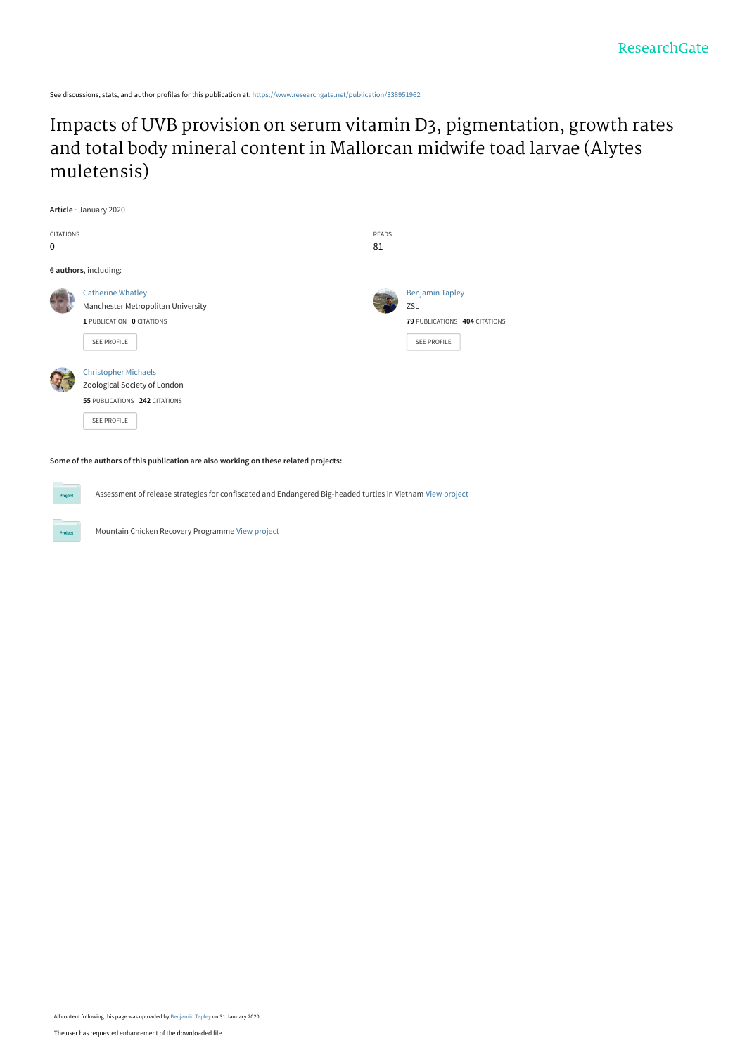See discussions, stats, and author profiles for this publication at: https://www.researchgate.net/publication/338951962

# Impacts of UVB provision on serum vitamin D3, pigmentation, growth rates and total body mineral content in Mallorcan midwife toad larvae (Alytes muletensis)

**Article** · January 2020

| CITATIONS | READS |
| --- | --- |
| 0 | 81 |

**6 authors**, including:

Catherine Whatley
Manchester Metropolitan University
**1** PUBLICATION **0** CITATIONS

SEE PROFILE

Benjamin Tapley
ZSL
**79** PUBLICATIONS **404** CITATIONS

SEE PROFILE

Christopher Michaels
Zoological Society of London
**55** PUBLICATIONS **242** CITATIONS

SEE PROFILE

**Some of the authors of this publication are also working on these related projects:**

Assessment of release strategies for confiscated and Endangered Big-headed turtles in Vietnam View project

Mountain Chicken Recovery Programme View project

All content following this page was uploaded by Benjamin Tapley on 31 January 2020.

The user has requested enhancement of the downloaded file.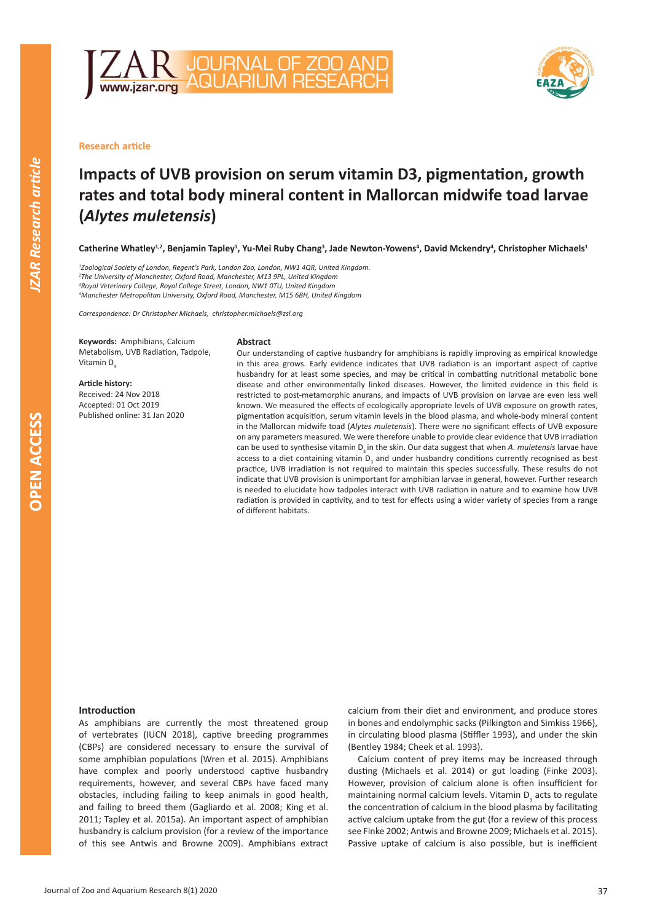Research article

# Impacts of UVB provision on serum vitamin D3, pigmentation, growth rates and total body mineral content in Mallorcan midwife toad larvae (*Alytes muletensis*)

**Catherine Whatley[1,2], Benjamin Tapley[1], Yu-Mei Ruby Chang[3], Jade Newton-Yowens[4], David Mckendry[4], Christopher Michaels[1]**

[1]*Zoological Society of London, Regent's Park, London Zoo, London, NW1 4QR, United Kingdom.*
[2]*The University of Manchester, Oxford Road, Manchester, M13 9PL, United Kingdom*
[3]*Royal Veterinary College, Royal College Street, London, NW1 0TU, United Kingdom*
[4]*Manchester Metropolitan University, Oxford Road, Manchester, M15 6BH, United Kingdom*

*Correspondence: Dr Christopher Michaels, christopher.michaels@zsl.org*

**Keywords:** Amphibians, Calcium Metabolism, UVB Radiation, Tadpole, Vitamin $D_3$

**Article history:**
Received: 24 Nov 2018
Accepted: 01 Oct 2019
Published online: 31 Jan 2020

## Abstract

Our understanding of captive husbandry for amphibians is rapidly improving as empirical knowledge in this area grows. Early evidence indicates that UVB radiation is an important aspect of captive husbandry for at least some species, and may be critical in combatting nutritional metabolic bone disease and other environmentally linked diseases. However, the limited evidence in this field is restricted to post-metamorphic anurans, and impacts of UVB provision on larvae are even less well known. We measured the effects of ecologically appropriate levels of UVB exposure on growth rates, pigmentation acquisition, serum vitamin levels in the blood plasma, and whole-body mineral content in the Mallorcan midwife toad (*Alytes muletensis*). There were no significant effects of UVB exposure on any parameters measured. We were therefore unable to provide clear evidence that UVB irradiation can be used to synthesise vitamin $D_3$ in the skin. Our data suggest that when *A. muletensis* larvae have access to a diet containing vitamin $D_3$ and under husbandry conditions currently recognised as best practice, UVB irradiation is not required to maintain this species successfully. These results do not indicate that UVB provision is unimportant for amphibian larvae in general, however. Further research is needed to elucidate how tadpoles interact with UVB radiation in nature and to examine how UVB radiation is provided in captivity, and to test for effects using a wider variety of species from a range of different habitats.

## Introduction

As amphibians are currently the most threatened group of vertebrates (IUCN 2018), captive breeding programmes (CBPs) are considered necessary to ensure the survival of some amphibian populations (Wren et al. 2015). Amphibians have complex and poorly understood captive husbandry requirements, however, and several CBPs have faced many obstacles, including failing to keep animals in good health, and failing to breed them (Gagliardo et al. 2008; King et al. 2011; Tapley et al. 2015a). An important aspect of amphibian husbandry is calcium provision (for a review of the importance of this see Antwis and Browne 2009). Amphibians extract calcium from their diet and environment, and produce stores in bones and endolymphic sacks (Pilkington and Simkiss 1966), in circulating blood plasma (Stiffler 1993), and under the skin (Bentley 1984; Cheek et al. 1993).

Calcium content of prey items may be increased through dusting (Michaels et al. 2014) or gut loading (Finke 2003). However, provision of calcium alone is often insufficient for maintaining normal calcium levels. Vitamin $D_3$ acts to regulate the concentration of calcium in the blood plasma by facilitating active calcium uptake from the gut (for a review of this process see Finke 2002; Antwis and Browne 2009; Michaels et al. 2015). Passive uptake of calcium is also possible, but is inefficient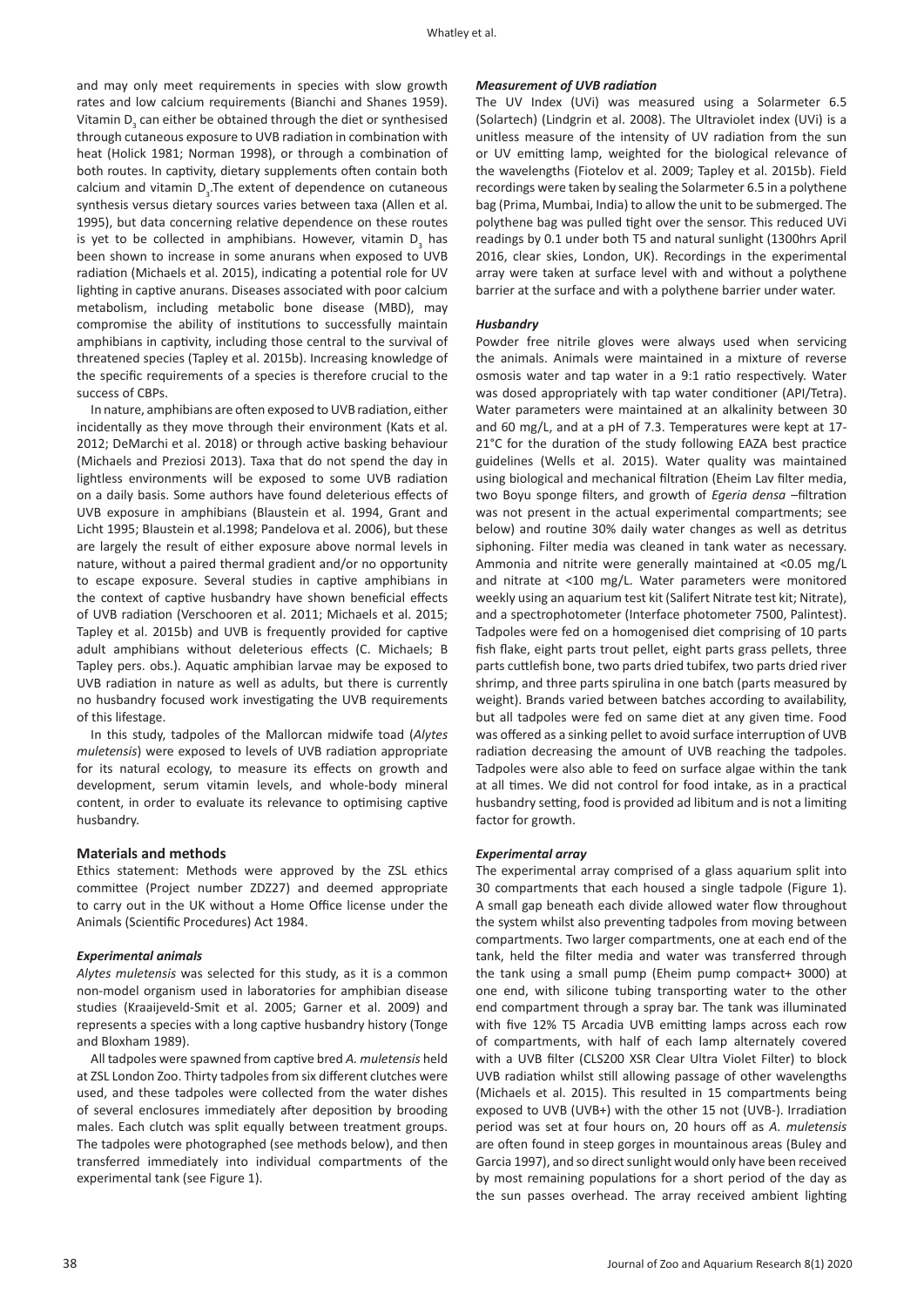and may only meet requirements in species with slow growth rates and low calcium requirements (Bianchi and Shanes 1959). Vitamin $D_3$ can either be obtained through the diet or synthesised through cutaneous exposure to UVB radiation in combination with heat (Holick 1981; Norman 1998), or through a combination of both routes. In captivity, dietary supplements often contain both calcium and vitamin $D_3$.The extent of dependence on cutaneous synthesis versus dietary sources varies between taxa (Allen et al. 1995), but data concerning relative dependence on these routes is yet to be collected in amphibians. However, vitamin $D_3$ has been shown to increase in some anurans when exposed to UVB radiation (Michaels et al. 2015), indicating a potential role for UV lighting in captive anurans. Diseases associated with poor calcium metabolism, including metabolic bone disease (MBD), may compromise the ability of institutions to successfully maintain amphibians in captivity, including those central to the survival of threatened species (Tapley et al. 2015b). Increasing knowledge of the specific requirements of a species is therefore crucial to the success of CBPs.

In nature, amphibians are often exposed to UVB radiation, either incidentally as they move through their environment (Kats et al. 2012; DeMarchi et al. 2018) or through active basking behaviour (Michaels and Preziosi 2013). Taxa that do not spend the day in lightless environments will be exposed to some UVB radiation on a daily basis. Some authors have found deleterious effects of UVB exposure in amphibians (Blaustein et al. 1994, Grant and Licht 1995; Blaustein et al.1998; Pandelova et al. 2006), but these are largely the result of either exposure above normal levels in nature, without a paired thermal gradient and/or no opportunity to escape exposure. Several studies in captive amphibians in the context of captive husbandry have shown beneficial effects of UVB radiation (Verschooren et al. 2011; Michaels et al. 2015; Tapley et al. 2015b) and UVB is frequently provided for captive adult amphibians without deleterious effects (C. Michaels; B Tapley pers. obs.). Aquatic amphibian larvae may be exposed to UVB radiation in nature as well as adults, but there is currently no husbandry focused work investigating the UVB requirements of this lifestage.

In this study, tadpoles of the Mallorcan midwife toad (*Alytes muletensis*) were exposed to levels of UVB radiation appropriate for its natural ecology, to measure its effects on growth and development, serum vitamin levels, and whole-body mineral content, in order to evaluate its relevance to optimising captive husbandry.

## Materials and methods

Ethics statement: Methods were approved by the ZSL ethics committee (Project number ZDZ27) and deemed appropriate to carry out in the UK without a Home Office license under the Animals (Scientific Procedures) Act 1984.

### *Experimental animals*

*Alytes muletensis* was selected for this study, as it is a common non-model organism used in laboratories for amphibian disease studies (Kraaijeveld-Smit et al. 2005; Garner et al. 2009) and represents a species with a long captive husbandry history (Tonge and Bloxham 1989).

All tadpoles were spawned from captive bred *A. muletensis* held at ZSL London Zoo. Thirty tadpoles from six different clutches were used, and these tadpoles were collected from the water dishes of several enclosures immediately after deposition by brooding males. Each clutch was split equally between treatment groups. The tadpoles were photographed (see methods below), and then transferred immediately into individual compartments of the experimental tank (see Figure 1).

### *Measurement of UVB radiation*

The UV Index (UVi) was measured using a Solarmeter 6.5 (Solartech) (Lindgrin et al. 2008). The Ultraviolet index (UVi) is a unitless measure of the intensity of UV radiation from the sun or UV emitting lamp, weighted for the biological relevance of the wavelengths (Fiotelov et al. 2009; Tapley et al. 2015b). Field recordings were taken by sealing the Solarmeter 6.5 in a polythene bag (Prima, Mumbai, India) to allow the unit to be submerged. The polythene bag was pulled tight over the sensor. This reduced UVi readings by 0.1 under both T5 and natural sunlight (1300hrs April 2016, clear skies, London, UK). Recordings in the experimental array were taken at surface level with and without a polythene barrier at the surface and with a polythene barrier under water.

### *Husbandry*

Powder free nitrile gloves were always used when servicing the animals. Animals were maintained in a mixture of reverse osmosis water and tap water in a 9:1 ratio respectively. Water was dosed appropriately with tap water conditioner (API/Tetra). Water parameters were maintained at an alkalinity between 30 and 60 mg/L, and at a pH of 7.3. Temperatures were kept at 17-21°C for the duration of the study following EAZA best practice guidelines (Wells et al. 2015). Water quality was maintained using biological and mechanical filtration (Eheim Lav filter media, two Boyu sponge filters, and growth of *Egeria densa* –filtration was not present in the actual experimental compartments; see below) and routine 30% daily water changes as well as detritus siphoning. Filter media was cleaned in tank water as necessary. Ammonia and nitrite were generally maintained at <0.05 mg/L and nitrate at <100 mg/L. Water parameters were monitored weekly using an aquarium test kit (Salifert Nitrate test kit; Nitrate), and a spectrophotometer (Interface photometer 7500, Palintest). Tadpoles were fed on a homogenised diet comprising of 10 parts fish flake, eight parts trout pellet, eight parts grass pellets, three parts cuttlefish bone, two parts dried tubifex, two parts dried river shrimp, and three parts spirulina in one batch (parts measured by weight). Brands varied between batches according to availability, but all tadpoles were fed on same diet at any given time. Food was offered as a sinking pellet to avoid surface interruption of UVB radiation decreasing the amount of UVB reaching the tadpoles. Tadpoles were also able to feed on surface algae within the tank at all times. We did not control for food intake, as in a practical husbandry setting, food is provided ad libitum and is not a limiting factor for growth.

### *Experimental array*

The experimental array comprised of a glass aquarium split into 30 compartments that each housed a single tadpole (Figure 1). A small gap beneath each divide allowed water flow throughout the system whilst also preventing tadpoles from moving between compartments. Two larger compartments, one at each end of the tank, held the filter media and water was transferred through the tank using a small pump (Eheim pump compact+ 3000) at one end, with silicone tubing transporting water to the other end compartment through a spray bar. The tank was illuminated with five 12% T5 Arcadia UVB emitting lamps across each row of compartments, with half of each lamp alternately covered with a UVB filter (CLS200 XSR Clear Ultra Violet Filter) to block UVB radiation whilst still allowing passage of other wavelengths (Michaels et al. 2015). This resulted in 15 compartments being exposed to UVB (UVB+) with the other 15 not (UVB-). Irradiation period was set at four hours on, 20 hours off as *A. muletensis* are often found in steep gorges in mountainous areas (Buley and Garcia 1997), and so direct sunlight would only have been received by most remaining populations for a short period of the day as the sun passes overhead. The array received ambient lighting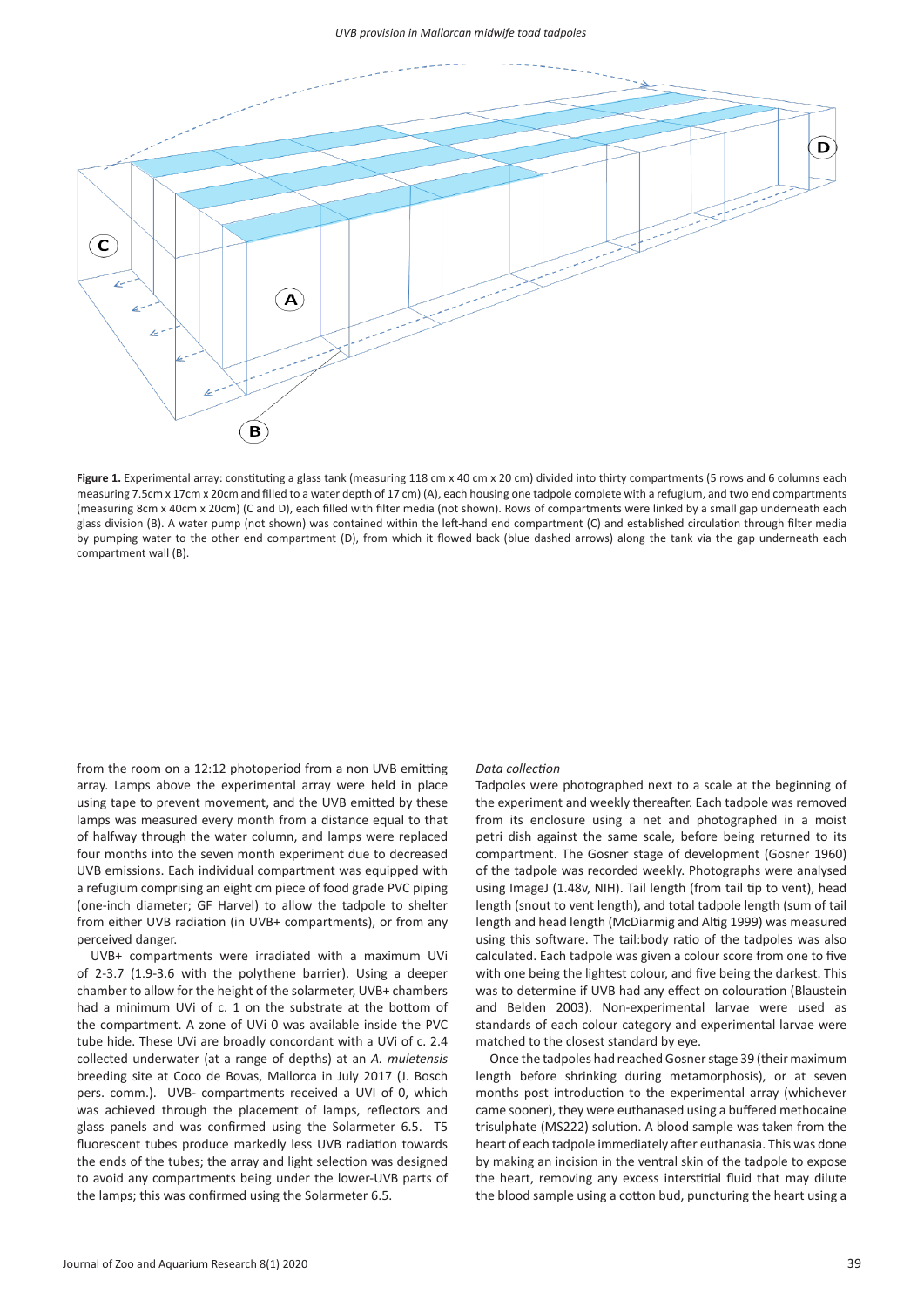**Figure 1.** Experimental array: constituting a glass tank (measuring 118 cm x 40 cm x 20 cm) divided into thirty compartments (5 rows and 6 columns each measuring 7.5cm x 17cm x 20cm and filled to a water depth of 17 cm) (A), each housing one tadpole complete with a refugium, and two end compartments (measuring 8cm x 40cm x 20cm) (C and D), each filled with filter media (not shown). Rows of compartments were linked by a small gap underneath each glass division (B). A water pump (not shown) was contained within the left-hand end compartment (C) and established circulation through filter media by pumping water to the other end compartment (D), from which it flowed back (blue dashed arrows) along the tank via the gap underneath each compartment wall (B).

from the room on a 12:12 photoperiod from a non UVB emitting array. Lamps above the experimental array were held in place using tape to prevent movement, and the UVB emitted by these lamps was measured every month from a distance equal to that of halfway through the water column, and lamps were replaced four months into the seven month experiment due to decreased UVB emissions. Each individual compartment was equipped with a refugium comprising an eight cm piece of food grade PVC piping (one-inch diameter; GF Harvel) to allow the tadpole to shelter from either UVB radiation (in UVB+ compartments), or from any perceived danger.

UVB+ compartments were irradiated with a maximum UVi of 2-3.7 (1.9-3.6 with the polythene barrier). Using a deeper chamber to allow for the height of the solarmeter, UVB+ chambers had a minimum UVi of c. 1 on the substrate at the bottom of the compartment. A zone of UVi 0 was available inside the PVC tube hide. These UVi are broadly concordant with a UVi of c. 2.4 collected underwater (at a range of depths) at an *A. muletensis* breeding site at Coco de Bovas, Mallorca in July 2017 (J. Bosch pers. comm.). UVB- compartments received a UVI of 0, which was achieved through the placement of lamps, reflectors and glass panels and was confirmed using the Solarmeter 6.5. T5 fluorescent tubes produce markedly less UVB radiation towards the ends of the tubes; the array and light selection was designed to avoid any compartments being under the lower-UVB parts of the lamps; this was confirmed using the Solarmeter 6.5.

*Data collection*

Tadpoles were photographed next to a scale at the beginning of the experiment and weekly thereafter. Each tadpole was removed from its enclosure using a net and photographed in a moist petri dish against the same scale, before being returned to its compartment. The Gosner stage of development (Gosner 1960) of the tadpole was recorded weekly. Photographs were analysed using ImageJ (1.48v, NIH). Tail length (from tail tip to vent), head length (snout to vent length), and total tadpole length (sum of tail length and head length (McDiarmig and Altig 1999) was measured using this software. The tail:body ratio of the tadpoles was also calculated. Each tadpole was given a colour score from one to five with one being the lightest colour, and five being the darkest. This was to determine if UVB had any effect on colouration (Blaustein and Belden 2003). Non-experimental larvae were used as standards of each colour category and experimental larvae were matched to the closest standard by eye.

Once the tadpoles had reached Gosner stage 39 (their maximum length before shrinking during metamorphosis), or at seven months post introduction to the experimental array (whichever came sooner), they were euthanased using a buffered methocaine trisulphate (MS222) solution. A blood sample was taken from the heart of each tadpole immediately after euthanasia. This was done by making an incision in the ventral skin of the tadpole to expose the heart, removing any excess interstitial fluid that may dilute the blood sample using a cotton bud, puncturing the heart using a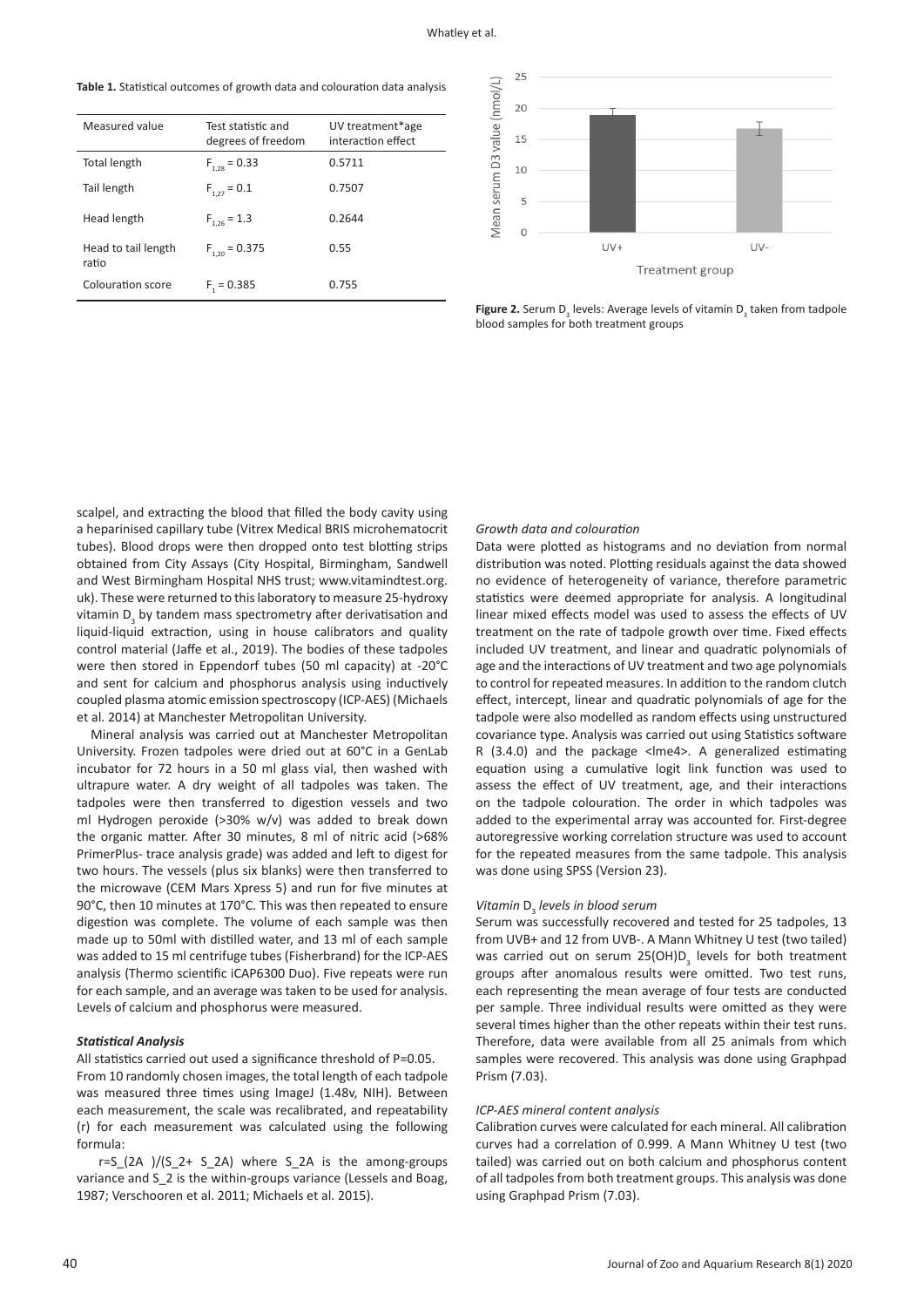**Table 1.** Statistical outcomes of growth data and colouration data analysis

| Measured value | Test statistic and degrees of freedom | UV treatment*age interaction effect |
|---|---|---|
| Total length | $F_{1,28} = 0.33$ | 0.5711 |
| Tail length | $F_{1,27} = 0.1$ | 0.7507 |
| Head length | $F_{1,26} = 1.3$ | 0.2644 |
| Head to tail length ratio | $F_{1,20} = 0.375$ | 0.55 |
| Colouration score | $F_1 = 0.385$ | 0.755 |

**Figure 2.** Serum $D_3$ levels: Average levels of vitamin $D_3$ taken from tadpole blood samples for both treatment groups

scalpel, and extracting the blood that filled the body cavity using a heparinised capillary tube (Vitrex Medical BRIS microhematocrit tubes). Blood drops were then dropped onto test blotting strips obtained from City Assays (City Hospital, Birmingham, Sandwell and West Birmingham Hospital NHS trust; www.vitamindtest.org.uk). These were returned to this laboratory to measure 25-hydroxy vitamin $D_3$ by tandem mass spectrometry after derivatisation and liquid-liquid extraction, using in house calibrators and quality control material (Jaffe et al., 2019). The bodies of these tadpoles were then stored in Eppendorf tubes (50 ml capacity) at -20°C and sent for calcium and phosphorus analysis using inductively coupled plasma atomic emission spectroscopy (ICP-AES) (Michaels et al. 2014) at Manchester Metropolitan University.

Mineral analysis was carried out at Manchester Metropolitan University. Frozen tadpoles were dried out at 60°C in a GenLab incubator for 72 hours in a 50 ml glass vial, then washed with ultrapure water. A dry weight of all tadpoles was taken. The tadpoles were then transferred to digestion vessels and two ml Hydrogen peroxide (>30% w/v) was added to break down the organic matter. After 30 minutes, 8 ml of nitric acid (>68% PrimerPlus- trace analysis grade) was added and left to digest for two hours. The vessels (plus six blanks) were then transferred to the microwave (CEM Mars Xpress 5) and run for five minutes at 90°C, then 10 minutes at 170°C. This was then repeated to ensure digestion was complete. The volume of each sample was then made up to 50ml with distilled water, and 13 ml of each sample was added to 15 ml centrifuge tubes (Fisherbrand) for the ICP-AES analysis (Thermo scientific iCAP6300 Duo). Five repeats were run for each sample, and an average was taken to be used for analysis. Levels of calcium and phosphorus were measured.

### *Statistical Analysis*

All statistics carried out used a significance threshold of P=0.05. From 10 randomly chosen images, the total length of each tadpole was measured three times using ImageJ (1.48v, NIH). Between each measurement, the scale was recalibrated, and repeatability (r) for each measurement was calculated using the following formula:

r=S_(2A )/(S_2+ S_2A) where S_2A is the among-groups variance and S_2 is the within-groups variance (Lessels and Boag, 1987; Verschooren et al. 2011; Michaels et al. 2015).

*Growth data and colouration*

Data were plotted as histograms and no deviation from normal distribution was noted. Plotting residuals against the data showed no evidence of heterogeneity of variance, therefore parametric statistics were deemed appropriate for analysis. A longitudinal linear mixed effects model was used to assess the effects of UV treatment on the rate of tadpole growth over time. Fixed effects included UV treatment, and linear and quadratic polynomials of age and the interactions of UV treatment and two age polynomials to control for repeated measures. In addition to the random clutch effect, intercept, linear and quadratic polynomials of age for the tadpole were also modelled as random effects using unstructured covariance type. Analysis was carried out using Statistics software R (3.4.0) and the package <lme4>. A generalized estimating equation using a cumulative logit link function was used to assess the effect of UV treatment, age, and their interactions on the tadpole colouration. The order in which tadpoles was added to the experimental array was accounted for. First-degree autoregressive working correlation structure was used to account for the repeated measures from the same tadpole. This analysis was done using SPSS (Version 23).

*Vitamin $D_3$ levels in blood serum*

Serum was successfully recovered and tested for 25 tadpoles, 13 from UVB+ and 12 from UVB-. A Mann Whitney U test (two tailed) was carried out on serum 25(OH)$D_3$ levels for both treatment groups after anomalous results were omitted. Two test runs, each representing the mean average of four tests are conducted per sample. Three individual results were omitted as they were several times higher than the other repeats within their test runs. Therefore, data were available from all 25 animals from which samples were recovered. This analysis was done using Graphpad Prism (7.03).

*ICP-AES mineral content analysis*

Calibration curves were calculated for each mineral. All calibration curves had a correlation of 0.999. A Mann Whitney U test (two tailed) was carried out on both calcium and phosphorus content of all tadpoles from both treatment groups. This analysis was done using Graphpad Prism (7.03).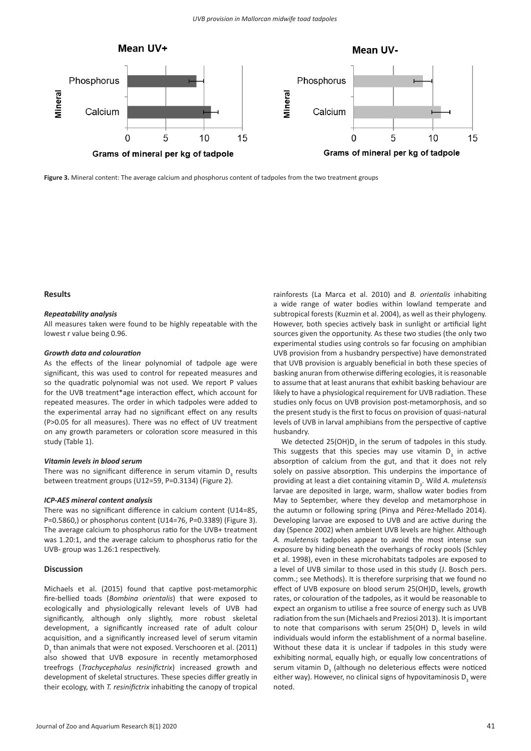Figure 3. Mineral content: The average calcium and phosphorus content of tadpoles from the two treatment groups

## Results

### Repeatability analysis

All measures taken were found to be highly repeatable with the lowest r value being 0.96.

### Growth data and colouration

As the effects of the linear polynomial of tadpole age were significant, this was used to control for repeated measures and so the quadratic polynomial was not used. We report P values for the UVB treatment*age interaction effect, which account for repeated measures. The order in which tadpoles were added to the experimental array had no significant effect on any results (P>0.05 for all measures). There was no effect of UV treatment on any growth parameters or coloration score measured in this study (Table 1).

### Vitamin levels in blood serum

There was no significant difference in serum vitamin $D_3$ results between treatment groups (U12=59, P=0.3134) (Figure 2).

### ICP-AES mineral content analysis

There was no significant difference in calcium content (U14=85, P=0.5860,) or phosphorus content (U14=76, P=0.3389) (Figure 3). The average calcium to phosphorus ratio for the UVB+ treatment was 1.20:1, and the average calcium to phosphorus ratio for the UVB- group was 1.26:1 respectively.

## Discussion

Michaels et al. (2015) found that captive post-metamorphic fire-bellied toads (*Bombina orientalis*) that were exposed to ecologically and physiologically relevant levels of UVB had significantly, although only slightly, more robust skeletal development, a significantly increased rate of adult colour acquisition, and a significantly increased level of serum vitamin $D_3$ than animals that were not exposed. Verschooren et al. (2011) also showed that UVB exposure in recently metamorphosed treefrogs (*Trachycephalus resinifictrix*) increased growth and development of skeletal structures. These species differ greatly in their ecology, with *T. resinifictrix* inhabiting the canopy of tropical rainforests (La Marca et al. 2010) and *B. orientalis* inhabiting a wide range of water bodies within lowland temperate and subtropical forests (Kuzmin et al. 2004), as well as their phylogeny. However, both species actively bask in sunlight or artificial light sources given the opportunity. As these two studies (the only two experimental studies using controls so far focusing on amphibian UVB provision from a husbandry perspective) have demonstrated that UVB provision is arguably beneficial in both these species of basking anuran from otherwise differing ecologies, it is reasonable to assume that at least anurans that exhibit basking behaviour are likely to have a physiological requirement for UVB radiation. These studies only focus on UVB provision post-metamorphosis, and so the present study is the first to focus on provision of quasi-natural levels of UVB in larval amphibians from the perspective of captive husbandry.

We detected $25(OH)D_3$ in the serum of tadpoles in this study. This suggests that this species may use vitamin $D_3$ in active absorption of calcium from the gut, and that it does not rely solely on passive absorption. This underpins the importance of providing at least a diet containing vitamin $D_3$. Wild *A. muletensis* larvae are deposited in large, warm, shallow water bodies from May to September, where they develop and metamorphose in the autumn or following spring (Pinya and Pérez-Mellado 2014). Developing larvae are exposed to UVB and are active during the day (Spence 2002) when ambient UVB levels are higher. Although *A. muletensis* tadpoles appear to avoid the most intense sun exposure by hiding beneath the overhangs of rocky pools (Schley et al. 1998), even in these microhabitats tadpoles are exposed to a level of UVB similar to those used in this study (J. Bosch pers. comm.; see Methods). It is therefore surprising that we found no effect of UVB exposure on blood serum $25(OH)D_3$ levels, growth rates, or colouration of the tadpoles, as it would be reasonable to expect an organism to utilise a free source of energy such as UVB radiation from the sun (Michaels and Preziosi 2013). It is important to note that comparisons with serum $25(OH)\ D_3$ levels in wild individuals would inform the establishment of a normal baseline. Without these data it is unclear if tadpoles in this study were exhibiting normal, equally high, or equally low concentrations of serum vitamin $D_3$ (although no deleterious effects were noticed either way). However, no clinical signs of hypovitaminosis $D_3$ were noted.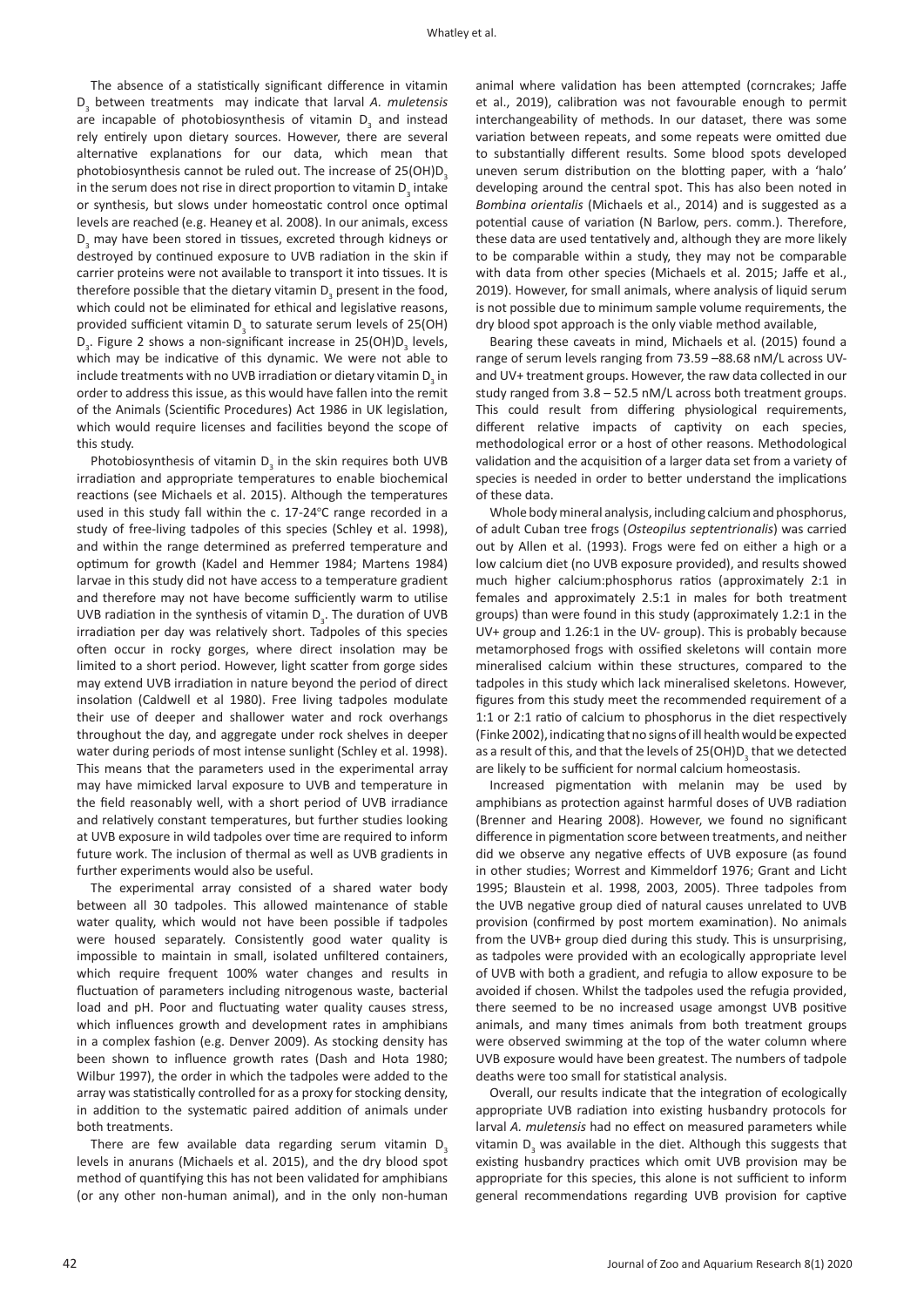The absence of a statistically significant difference in vitamin $D_3$ between treatments may indicate that larval *A. muletensis* are incapable of photobiosynthesis of vitamin $D_3$ and instead rely entirely upon dietary sources. However, there are several alternative explanations for our data, which mean that photobiosynthesis cannot be ruled out. The increase of $25(OH)D_3$ in the serum does not rise in direct proportion to vitamin $D_3$ intake or synthesis, but slows under homeostatic control once optimal levels are reached (e.g. Heaney et al. 2008). In our animals, excess $D_3$ may have been stored in tissues, excreted through kidneys or destroyed by continued exposure to UVB radiation in the skin if carrier proteins were not available to transport it into tissues. It is therefore possible that the dietary vitamin $D_3$ present in the food, which could not be eliminated for ethical and legislative reasons, provided sufficient vitamin $D_3$ to saturate serum levels of 25(OH) $D_3$. Figure 2 shows a non-significant increase in $25(OH)D_3$ levels, which may be indicative of this dynamic. We were not able to include treatments with no UVB irradiation or dietary vitamin $D_3$ in order to address this issue, as this would have fallen into the remit of the Animals (Scientific Procedures) Act 1986 in UK legislation, which would require licenses and facilities beyond the scope of this study.

Photobiosynthesis of vitamin $D_3$ in the skin requires both UVB irradiation and appropriate temperatures to enable biochemical reactions (see Michaels et al. 2015). Although the temperatures used in this study fall within the c. 17-24°C range recorded in a study of free-living tadpoles of this species (Schley et al. 1998), and within the range determined as preferred temperature and optimum for growth (Kadel and Hemmer 1984; Martens 1984) larvae in this study did not have access to a temperature gradient and therefore may not have become sufficiently warm to utilise UVB radiation in the synthesis of vitamin $D_3$. The duration of UVB irradiation per day was relatively short. Tadpoles of this species often occur in rocky gorges, where direct insolation may be limited to a short period. However, light scatter from gorge sides may extend UVB irradiation in nature beyond the period of direct insolation (Caldwell et al 1980). Free living tadpoles modulate their use of deeper and shallower water and rock overhangs throughout the day, and aggregate under rock shelves in deeper water during periods of most intense sunlight (Schley et al. 1998). This means that the parameters used in the experimental array may have mimicked larval exposure to UVB and temperature in the field reasonably well, with a short period of UVB irradiance and relatively constant temperatures, but further studies looking at UVB exposure in wild tadpoles over time are required to inform future work. The inclusion of thermal as well as UVB gradients in further experiments would also be useful.

The experimental array consisted of a shared water body between all 30 tadpoles. This allowed maintenance of stable water quality, which would not have been possible if tadpoles were housed separately. Consistently good water quality is impossible to maintain in small, isolated unfiltered containers, which require frequent 100% water changes and results in fluctuation of parameters including nitrogenous waste, bacterial load and pH. Poor and fluctuating water quality causes stress, which influences growth and development rates in amphibians in a complex fashion (e.g. Denver 2009). As stocking density has been shown to influence growth rates (Dash and Hota 1980; Wilbur 1997), the order in which the tadpoles were added to the array was statistically controlled for as a proxy for stocking density, in addition to the systematic paired addition of animals under both treatments.

There are few available data regarding serum vitamin $D_3$ levels in anurans (Michaels et al. 2015), and the dry blood spot method of quantifying this has not been validated for amphibians (or any other non-human animal), and in the only non-human animal where validation has been attempted (corncrakes; Jaffe et al., 2019), calibration was not favourable enough to permit interchangeability of methods. In our dataset, there was some variation between repeats, and some repeats were omitted due to substantially different results. Some blood spots developed uneven serum distribution on the blotting paper, with a 'halo' developing around the central spot. This has also been noted in *Bombina orientalis* (Michaels et al., 2014) and is suggested as a potential cause of variation (N Barlow, pers. comm.). Therefore, these data are used tentatively and, although they are more likely to be comparable within a study, they may not be comparable with data from other species (Michaels et al. 2015; Jaffe et al., 2019). However, for small animals, where analysis of liquid serum is not possible due to minimum sample volume requirements, the dry blood spot approach is the only viable method available,

Bearing these caveats in mind, Michaels et al. (2015) found a range of serum levels ranging from 73.59 –88.68 nM/L across UV- and UV+ treatment groups. However, the raw data collected in our study ranged from 3.8 – 52.5 nM/L across both treatment groups. This could result from differing physiological requirements, different relative impacts of captivity on each species, methodological error or a host of other reasons. Methodological validation and the acquisition of a larger data set from a variety of species is needed in order to better understand the implications of these data.

Whole body mineral analysis, including calcium and phosphorus, of adult Cuban tree frogs (*Osteopilus septentrionalis*) was carried out by Allen et al. (1993). Frogs were fed on either a high or a low calcium diet (no UVB exposure provided), and results showed much higher calcium:phosphorus ratios (approximately 2:1 in females and approximately 2.5:1 in males for both treatment groups) than were found in this study (approximately 1.2:1 in the UV+ group and 1.26:1 in the UV- group). This is probably because metamorphosed frogs with ossified skeletons will contain more mineralised calcium within these structures, compared to the tadpoles in this study which lack mineralised skeletons. However, figures from this study meet the recommended requirement of a 1:1 or 2:1 ratio of calcium to phosphorus in the diet respectively (Finke 2002), indicating that no signs of ill health would be expected as a result of this, and that the levels of $25(OH)D_3$ that we detected are likely to be sufficient for normal calcium homeostasis.

Increased pigmentation with melanin may be used by amphibians as protection against harmful doses of UVB radiation (Brenner and Hearing 2008). However, we found no significant difference in pigmentation score between treatments, and neither did we observe any negative effects of UVB exposure (as found in other studies; Worrest and Kimmeldorf 1976; Grant and Licht 1995; Blaustein et al. 1998, 2003, 2005). Three tadpoles from the UVB negative group died of natural causes unrelated to UVB provision (confirmed by post mortem examination). No animals from the UVB+ group died during this study. This is unsurprising, as tadpoles were provided with an ecologically appropriate level of UVB with both a gradient, and refugia to allow exposure to be avoided if chosen. Whilst the tadpoles used the refugia provided, there seemed to be no increased usage amongst UVB positive animals, and many times animals from both treatment groups were observed swimming at the top of the water column where UVB exposure would have been greatest. The numbers of tadpole deaths were too small for statistical analysis.

Overall, our results indicate that the integration of ecologically appropriate UVB radiation into existing husbandry protocols for larval *A. muletensis* had no effect on measured parameters while vitamin $D_3$ was available in the diet. Although this suggests that existing husbandry practices which omit UVB provision may be appropriate for this species, this alone is not sufficient to inform general recommendations regarding UVB provision for captive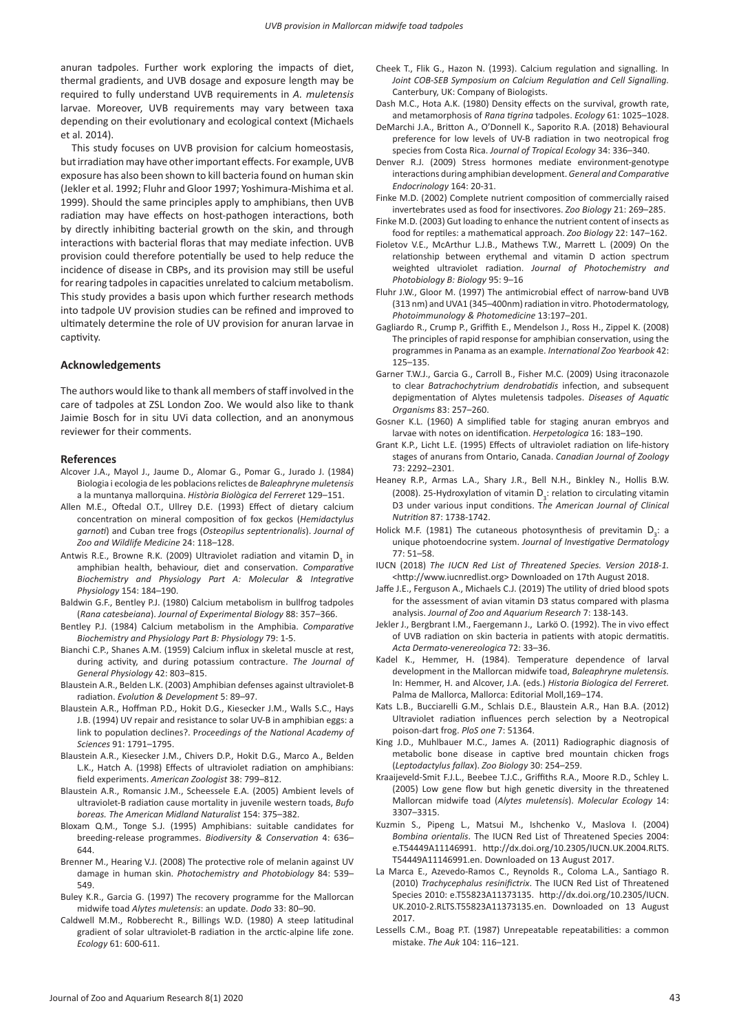anuran tadpoles. Further work exploring the impacts of diet, thermal gradients, and UVB dosage and exposure length may be required to fully understand UVB requirements in *A. muletensis* larvae. Moreover, UVB requirements may vary between taxa depending on their evolutionary and ecological context (Michaels et al. 2014).

This study focuses on UVB provision for calcium homeostasis, but irradiation may have other important effects. For example, UVB exposure has also been shown to kill bacteria found on human skin (Jekler et al. 1992; Fluhr and Gloor 1997; Yoshimura-Mishima et al. 1999). Should the same principles apply to amphibians, then UVB radiation may have effects on host-pathogen interactions, both by directly inhibiting bacterial growth on the skin, and through interactions with bacterial floras that may mediate infection. UVB provision could therefore potentially be used to help reduce the incidence of disease in CBPs, and its provision may still be useful for rearing tadpoles in capacities unrelated to calcium metabolism. This study provides a basis upon which further research methods into tadpole UV provision studies can be refined and improved to ultimately determine the role of UV provision for anuran larvae in captivity.

## Acknowledgements

The authors would like to thank all members of staff involved in the care of tadpoles at ZSL London Zoo. We would also like to thank Jaimie Bosch for in situ UVi data collection, and an anonymous reviewer for their comments.

## References

Alcover J.A., Mayol J., Jaume D., Alomar G., Pomar G., Jurado J. (1984) Biologia i ecologia de les poblacions relictes de *Baleaphryne muletensis* a la muntanya mallorquina. *Història Biològica del Ferreret* 129–151.

Allen M.E., Oftedal O.T., Ullrey D.E. (1993) Effect of dietary calcium concentration on mineral composition of fox geckos (*Hemidactylus garnoti*) and Cuban tree frogs (*Osteopilus septentrionalis*). *Journal of Zoo and Wildlife Medicine* 24: 118–128.

Antwis R.E., Browne R.K. (2009) Ultraviolet radiation and vitamin $D_3$ in amphibian health, behaviour, diet and conservation. *Comparative Biochemistry and Physiology Part A: Molecular & Integrative Physiology* 154: 184–190.

Baldwin G.F., Bentley P.J. (1980) Calcium metabolism in bullfrog tadpoles (*Rana catesbeiana*). *Journal of Experimental Biology* 88: 357–366.

Bentley P.J. (1984) Calcium metabolism in the Amphibia. *Comparative Biochemistry and Physiology Part B: Physiology* 79: 1-5.

Bianchi C.P., Shanes A.M. (1959) Calcium influx in skeletal muscle at rest, during activity, and during potassium contracture. *The Journal of General Physiology* 42: 803–815.

Blaustein A.R., Belden L.K. (2003) Amphibian defenses against ultraviolet-B radiation. *Evolution & Development* 5: 89–97.

Blaustein A.R., Hoffman P.D., Hokit D.G., Kiesecker J.M., Walls S.C., Hays J.B. (1994) UV repair and resistance to solar UV-B in amphibian eggs: a link to population declines?. P*roceedings of the National Academy of Sciences* 91: 1791–1795.

Blaustein A.R., Kiesecker J.M., Chivers D.P., Hokit D.G., Marco A., Belden L.K., Hatch A. (1998) Effects of ultraviolet radiation on amphibians: field experiments. *American Zoologist* 38: 799–812.

Blaustein A.R., Romansic J.M., Scheessele E.A. (2005) Ambient levels of ultraviolet-B radiation cause mortality in juvenile western toads, *Bufo boreas. The American Midland Naturalist* 154: 375–382.

Bloxam Q.M., Tonge S.J. (1995) Amphibians: suitable candidates for breeding-release programmes. *Biodiversity & Conservation* 4: 636–644.

Brenner M., Hearing V.J. (2008) The protective role of melanin against UV damage in human skin. *Photochemistry and Photobiology* 84: 539–549.

Buley K.R., Garcia G. (1997) The recovery programme for the Mallorcan midwife toad *Alytes muletensis*: an update. *Dodo* 33: 80–90.

Caldwell M.M., Robberecht R., Billings W.D. (1980) A steep latitudinal gradient of solar ultraviolet-B radiation in the arctic-alpine life zone. *Ecology* 61: 600-611.

Cheek T., Flik G., Hazon N. (1993). Calcium regulation and signalling. In *Joint COB-SEB Symposium on Calcium Regulation and Cell Signalling.* Canterbury, UK: Company of Biologists.

Dash M.C., Hota A.K. (1980) Density effects on the survival, growth rate, and metamorphosis of *Rana tigrina* tadpoles. *Ecology* 61: 1025–1028.

DeMarchi J.A., Britton A., O'Donnell K., Saporito R.A. (2018) Behavioural preference for low levels of UV-B radiation in two neotropical frog species from Costa Rica. *Journal of Tropical Ecology* 34: 336–340.

Denver R.J. (2009) Stress hormones mediate environment-genotype interactions during amphibian development. *General and Comparative Endocrinology* 164: 20-31.

Finke M.D. (2002) Complete nutrient composition of commercially raised invertebrates used as food for insectivores. *Zoo Biology* 21: 269–285.

Finke M.D. (2003) Gut loading to enhance the nutrient content of insects as food for reptiles: a mathematical approach. *Zoo Biology* 22: 147–162.

Fioletov V.E., McArthur L.J.B., Mathews T.W., Marrett L. (2009) On the relationship between erythemal and vitamin D action spectrum weighted ultraviolet radiation. *Journal of Photochemistry and Photobiology B: Biology* 95: 9–16

Fluhr J.W., Gloor M. (1997) The antimicrobial effect of narrow-band UVB (313 nm) and UVA1 (345–400nm) radiation in vitro. Photodermatology, *Photoimmunology & Photomedicine* 13:197–201.

Gagliardo R., Crump P., Griffith E., Mendelson J., Ross H., Zippel K. (2008) The principles of rapid response for amphibian conservation, using the programmes in Panama as an example. *International Zoo Yearbook* 42: 125–135.

Garner T.W.J., Garcia G., Carroll B., Fisher M.C. (2009) Using itraconazole to clear *Batrachochytrium dendrobatidis* infection, and subsequent depigmentation of Alytes muletensis tadpoles. *Diseases of Aquatic Organisms* 83: 257–260.

Gosner K.L. (1960) A simplified table for staging anuran embryos and larvae with notes on identification. *Herpetologica* 16: 183–190.

Grant K.P., Licht L.E. (1995) Effects of ultraviolet radiation on life-history stages of anurans from Ontario, Canada. *Canadian Journal of Zoology* 73: 2292–2301.

Heaney R.P., Armas L.A., Shary J.R., Bell N.H., Binkley N., Hollis B.W. (2008). 25-Hydroxylation of vitamin $D_3$: relation to circulating vitamin D3 under various input conditions. T*he American Journal of Clinical Nutrition* 87: 1738-1742.

Holick M.F. (1981) The cutaneous photosynthesis of previtamin $D_3$: a unique photoendocrine system. *Journal of Investigative Dermatology* 77: 51–58.

IUCN (2018) *The IUCN Red List of Threatened Species. Version 2018-1.* <http://www.iucnredlist.org> Downloaded on 17th August 2018.

Jaffe J.E., Ferguson A., Michaels C.J. (2019) The utility of dried blood spots for the assessment of avian vitamin D3 status compared with plasma analysis. *Journal of Zoo and Aquarium Research* 7: 138-143.

Jekler J., Bergbrant I.M., Faergemann J., Larkö O. (1992). The in vivo effect of UVB radiation on skin bacteria in patients with atopic dermatitis. *Acta Dermato-venereologica* 72: 33–36.

Kadel K., Hemmer, H. (1984). Temperature dependence of larval development in the Mallorcan midwife toad, *Baleaphryne muletensis.* In: Hemmer, H. and Alcover, J.A. (eds.) *Historia Biologica del Ferreret.* Palma de Mallorca, Mallorca: Editorial Moll,169–174.

Kats L.B., Bucciarelli G.M., Schlais D.E., Blaustein A.R., Han B.A. (2012) Ultraviolet radiation influences perch selection by a Neotropical poison-dart frog. *PloS one* 7: 51364.

King J.D., Muhlbauer M.C., James A. (2011) Radiographic diagnosis of metabolic bone disease in captive bred mountain chicken frogs (*Leptodactylus fallax*). *Zoo Biology* 30: 254–259.

Kraaijeveld-Smit F.J.L., Beebee T.J.C., Griffiths R.A., Moore R.D., Schley L. (2005) Low gene flow but high genetic diversity in the threatened Mallorcan midwife toad (*Alytes muletensis*). *Molecular Ecology* 14: 3307–3315.

Kuzmin S., Pipeng L., Matsui M., Ishchenko V., Maslova I. (2004) *Bombina orientalis*. The IUCN Red List of Threatened Species 2004: e.T54449A11146991. http://dx.doi.org/10.2305/IUCN.UK.2004.RLTS.T54449A11146991.en. Downloaded on 13 August 2017.

La Marca E., Azevedo-Ramos C., Reynolds R., Coloma L.A., Santiago R. (2010) *Trachycephalus resinifictrix*. The IUCN Red List of Threatened Species 2010: e.T55823A11373135. http://dx.doi.org/10.2305/IUCN.UK.2010-2.RLTS.T55823A11373135.en. Downloaded on 13 August 2017.

Lessells C.M., Boag P.T. (1987) Unrepeatable repeatabilities: a common mistake. *The Auk* 104: 116–121.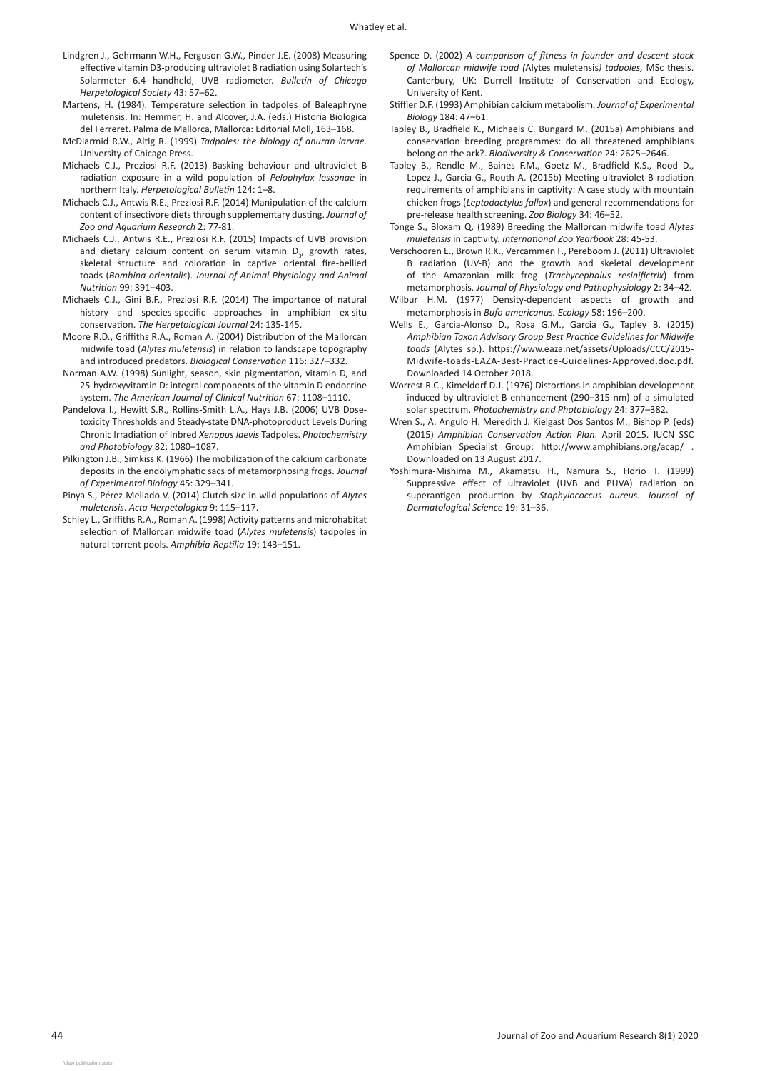Lindgren J., Gehrmann W.H., Ferguson G.W., Pinder J.E. (2008) Measuring effective vitamin D3-producing ultraviolet B radiation using Solartech's Solarmeter 6.4 handheld, UVB radiometer. *Bulletin of Chicago Herpetological Society* 43: 57–62.

Martens, H. (1984). Temperature selection in tadpoles of Baleaphryne muletensis. In: Hemmer, H. and Alcover, J.A. (eds.) Historia Biologica del Ferreret. Palma de Mallorca, Mallorca: Editorial Moll, 163–168.

McDiarmid R.W., Altig R. (1999) *Tadpoles: the biology of anuran larvae.* University of Chicago Press.

Michaels C.J., Preziosi R.F. (2013) Basking behaviour and ultraviolet B radiation exposure in a wild population of *Pelophylax lessonae* in northern Italy. *Herpetological Bulletin* 124: 1–8.

Michaels C.J., Antwis R.E., Preziosi R.F. (2014) Manipulation of the calcium content of insectivore diets through supplementary dusting. *Journal of Zoo and Aquarium Research* 2: 77-81.

Michaels C.J., Antwis R.E., Preziosi R.F. (2015) Impacts of UVB provision and dietary calcium content on serum vitamin $D_3$, growth rates, skeletal structure and coloration in captive oriental fire-bellied toads (*Bombina orientalis*). *Journal of Animal Physiology and Animal Nutrition* 99: 391–403.

Michaels C.J., Gini B.F., Preziosi R.F. (2014) The importance of natural history and species-specific approaches in amphibian ex-situ conservation. *The Herpetological Journal* 24: 135-145.

Moore R.D., Griffiths R.A., Roman A. (2004) Distribution of the Mallorcan midwife toad (*Alytes muletensis*) in relation to landscape topography and introduced predators. *Biological Conservation* 116: 327–332.

Norman A.W. (1998) Sunlight, season, skin pigmentation, vitamin D, and 25-hydroxyvitamin D: integral components of the vitamin D endocrine system. *The American Journal of Clinical Nutrition* 67: 1108–1110.

Pandelova I., Hewitt S.R., Rollins-Smith L.A., Hays J.B. (2006) UVB Dose-toxicity Thresholds and Steady-state DNA-photoproduct Levels During Chronic Irradiation of Inbred *Xenopus laevis* Tadpoles. *Photochemistry and Photobiology* 82: 1080–1087.

Pilkington J.B., Simkiss K. (1966) The mobilization of the calcium carbonate deposits in the endolymphatic sacs of metamorphosing frogs. *Journal of Experimental Biology* 45: 329–341.

Pinya S., Pérez-Mellado V. (2014) Clutch size in wild populations of *Alytes muletensis*. *Acta Herpetologica* 9: 115–117.

Schley L., Griffiths R.A., Roman A. (1998) Activity patterns and microhabitat selection of Mallorcan midwife toad (*Alytes muletensis*) tadpoles in natural torrent pools. *Amphibia-Reptilia* 19: 143–151.

Spence D. (2002) *A comparison of fitness in founder and descent stock of Mallorcan midwife toad (*Alytes muletensis*) tadpoles,* MSc thesis. Canterbury, UK: Durrell Institute of Conservation and Ecology, University of Kent.

Stiffler D.F. (1993) Amphibian calcium metabolism. *Journal of Experimental Biology* 184: 47–61.

Tapley B., Bradfield K., Michaels C. Bungard M. (2015a) Amphibians and conservation breeding programmes: do all threatened amphibians belong on the ark?. *Biodiversity & Conservation* 24: 2625–2646.

Tapley B., Rendle M., Baines F.M., Goetz M., Bradfield K.S., Rood D., Lopez J., Garcia G., Routh A. (2015b) Meeting ultraviolet B radiation requirements of amphibians in captivity: A case study with mountain chicken frogs (*Leptodactylus fallax*) and general recommendations for pre-release health screening. *Zoo Biology* 34: 46–52.

Tonge S., Bloxam Q. (1989) Breeding the Mallorcan midwife toad *Alytes muletensis* in captivity. *International Zoo Yearbook* 28: 45-53.

Verschooren E., Brown R.K., Vercammen F., Pereboom J. (2011) Ultraviolet B radiation (UV-B) and the growth and skeletal development of the Amazonian milk frog (*Trachycephalus resinifictrix*) from metamorphosis. *Journal of Physiology and Pathophysiology* 2: 34–42.

Wilbur H.M. (1977) Density-dependent aspects of growth and metamorphosis in *Bufo americanus. Ecology* 58: 196–200.

Wells E., Garcia-Alonso D., Rosa G.M., Garcia G., Tapley B. (2015) *Amphibian Taxon Advisory Group Best Practice Guidelines for Midwife toads* (Alytes sp.). https://www.eaza.net/assets/Uploads/CCC/2015-Midwife-toads-EAZA-Best-Practice-Guidelines-Approved.doc.pdf. Downloaded 14 October 2018.

Worrest R.C., Kimeldorf D.J. (1976) Distortions in amphibian development induced by ultraviolet-B enhancement (290–315 nm) of a simulated solar spectrum. *Photochemistry and Photobiology* 24: 377–382.

Wren S., A. Angulo H. Meredith J. Kielgast Dos Santos M., Bishop P. (eds) (2015) *Amphibian Conservation Action Plan*. April 2015. IUCN SSC Amphibian Specialist Group: http://www.amphibians.org/acap/ . Downloaded on 13 August 2017.

Yoshimura-Mishima M., Akamatsu H., Namura S., Horio T. (1999) Suppressive effect of ultraviolet (UVB and PUVA) radiation on superantigen production by *Staphylococcus aureus. Journal of Dermatological Science* 19: 31–36.